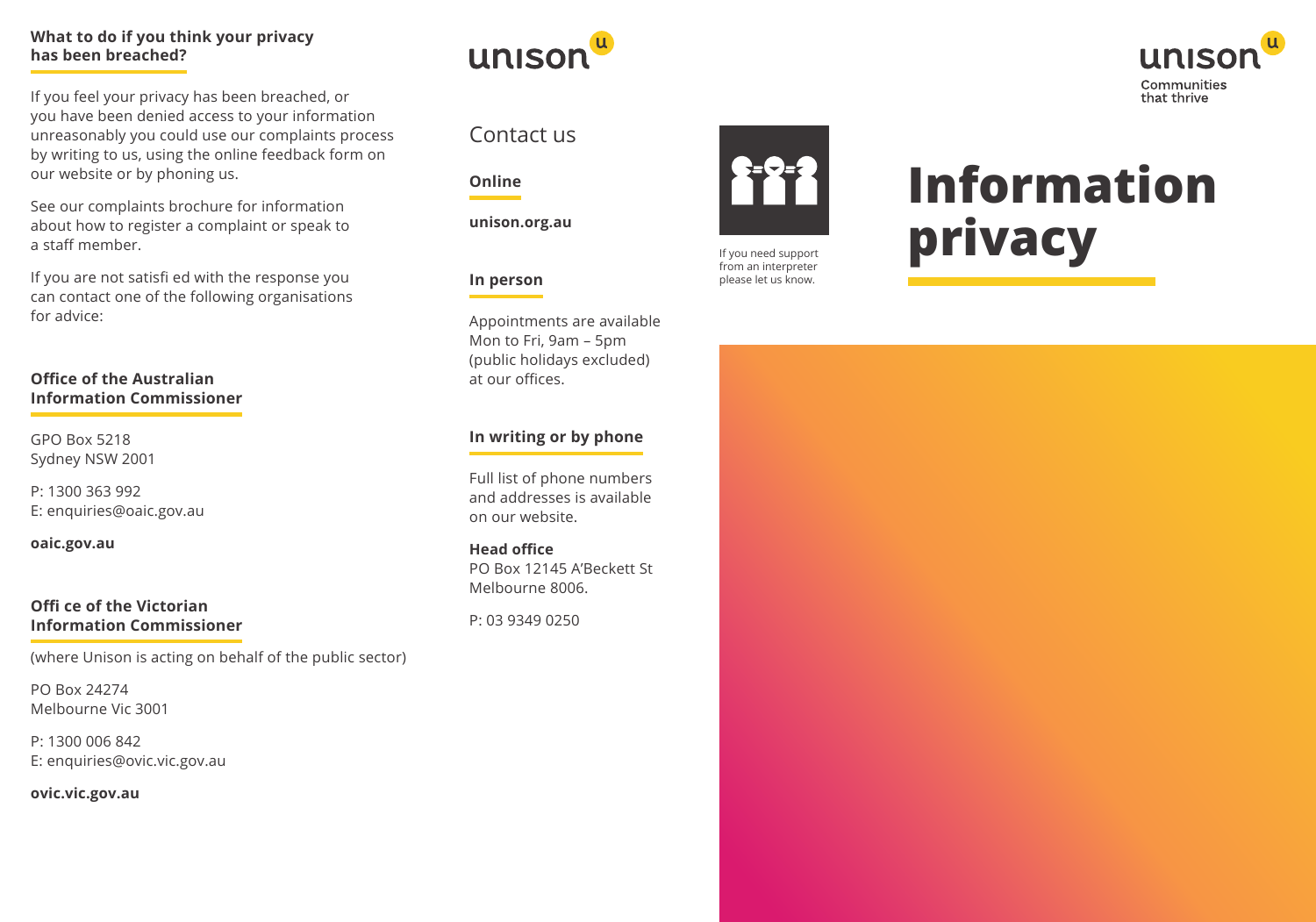### What to do if you think your privacy has been breached?

If you feel your privacy has been breached, or you have been denied access to your information unreasonably you could use our complaints process by writing to us, using the online feedback form on our website or by phoning us.

See our complaints brochure for information about how to register a complaint or speak to a staff member.

If you are not satisfi ed with the response you can contact one of the following organisations for advice:

#### Office of the Australian Information Commissioner

GPO Box 5218
Sydney NSW 2001

P: 1300 363 992
E: enquiries@oaic.gov.au

**oaic.gov.au**

#### Offi ce of the Victorian Information Commissioner

(where Unison is acting on behalf of the public sector)

PO Box 24274
Melbourne Vic 3001

P: 1300 006 842
E: enquiries@ovic.vic.gov.au

**ovic.vic.gov.au**

unison

## Contact us

#### Online

**unison.org.au**

#### In person

Appointments are available Mon to Fri, 9am – 5pm (public holidays excluded) at our offices.

#### In writing or by phone

Full list of phone numbers and addresses is available on our website.

**Head office**
PO Box 12145 A'Beckett St
Melbourne 8006.

P: 03 9349 0250

If you need support from an interpreter please let us know.

unison
Communities that thrive

# Information privacy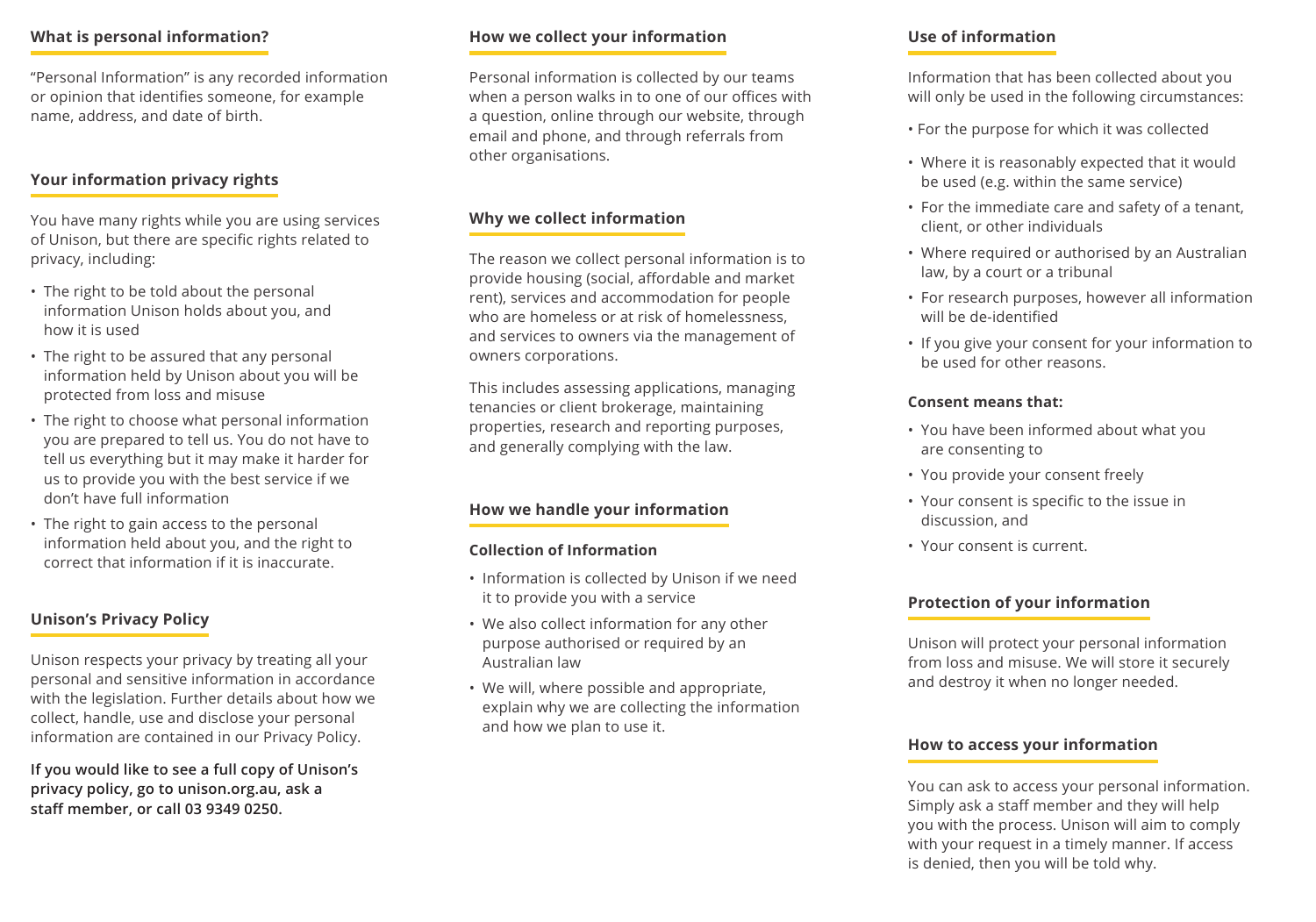## What is personal information?

"Personal Information" is any recorded information or opinion that identifies someone, for example name, address, and date of birth.

## Your information privacy rights

You have many rights while you are using services of Unison, but there are specific rights related to privacy, including:

- The right to be told about the personal information Unison holds about you, and how it is used
- The right to be assured that any personal information held by Unison about you will be protected from loss and misuse
- The right to choose what personal information you are prepared to tell us. You do not have to tell us everything but it may make it harder for us to provide you with the best service if we don't have full information
- The right to gain access to the personal information held about you, and the right to correct that information if it is inaccurate.

## Unison's Privacy Policy

Unison respects your privacy by treating all your personal and sensitive information in accordance with the legislation. Further details about how we collect, handle, use and disclose your personal information are contained in our Privacy Policy.

**If you would like to see a full copy of Unison's privacy policy, go to unison.org.au, ask a staff member, or call 03 9349 0250.**

## How we collect your information

Personal information is collected by our teams when a person walks in to one of our offices with a question, online through our website, through email and phone, and through referrals from other organisations.

## Why we collect information

The reason we collect personal information is to provide housing (social, affordable and market rent), services and accommodation for people who are homeless or at risk of homelessness, and services to owners via the management of owners corporations.

This includes assessing applications, managing tenancies or client brokerage, maintaining properties, research and reporting purposes, and generally complying with the law.

## How we handle your information

### Collection of Information

- Information is collected by Unison if we need it to provide you with a service
- We also collect information for any other purpose authorised or required by an Australian law
- We will, where possible and appropriate, explain why we are collecting the information and how we plan to use it.

## Use of information

Information that has been collected about you will only be used in the following circumstances:

- For the purpose for which it was collected
- Where it is reasonably expected that it would be used (e.g. within the same service)
- For the immediate care and safety of a tenant, client, or other individuals
- Where required or authorised by an Australian law, by a court or a tribunal
- For research purposes, however all information will be de-identified
- If you give your consent for your information to be used for other reasons.

**Consent means that:**

- You have been informed about what you are consenting to
- You provide your consent freely
- Your consent is specific to the issue in discussion, and
- Your consent is current.

## Protection of your information

Unison will protect your personal information from loss and misuse. We will store it securely and destroy it when no longer needed.

## How to access your information

You can ask to access your personal information. Simply ask a staff member and they will help you with the process. Unison will aim to comply with your request in a timely manner. If access is denied, then you will be told why.